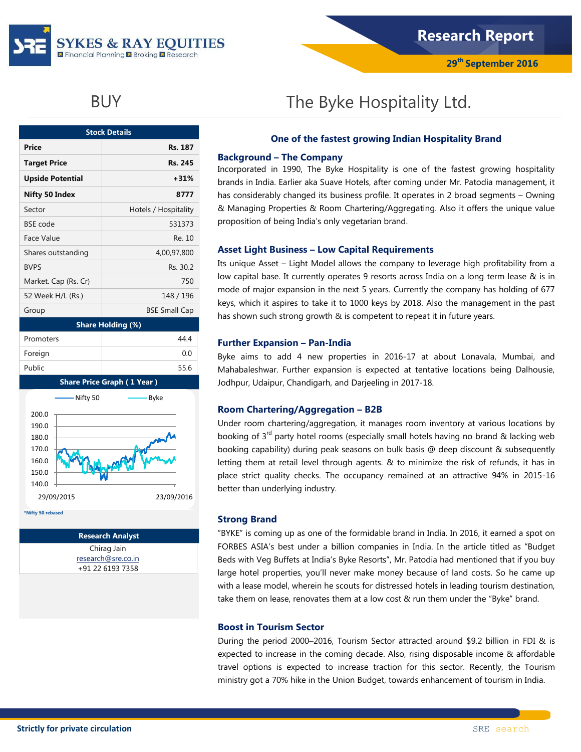# BUY

# The Byke Hospitality Ltd.

| Stock Details | |
|---|---|
| **Price** | **Rs. 187** |
| **Target Price** | **Rs. 245** |
| **Upside Potential** | **+31%** |
| **Nifty 50 Index** | **8777** |
| Sector | Hotels / Hospitality |
| BSE code | 531373 |
| Face Value | Re. 10 |
| Shares outstanding | 4,00,97,800 |
| BVPS | Rs. 30.2 |
| Market. Cap (Rs. Cr) | 750 |
| 52 Week H/L (Rs.) | 148 / 196 |
| Group | BSE Small Cap |

| Share Holding (%) | |
|---|---|
| Promoters | 44.4 |
| Foreign | 0.0 |
| Public | 55.6 |

**Share Price Graph ( 1 Year )**

Nifty 50 — Byke

29/09/2015 — 23/09/2016

*Nifty 50 rebased

**Research Analyst**

Chirag Jain
research@sre.co.in
+91 22 6193 7358

## One of the fastest growing Indian Hospitality Brand

### Background – The Company

Incorporated in 1990, The Byke Hospitality is one of the fastest growing hospitality brands in India. Earlier aka Suave Hotels, after coming under Mr. Patodia management, it has considerably changed its business profile. It operates in 2 broad segments – Owning & Managing Properties & Room Chartering/Aggregating. Also it offers the unique value proposition of being India's only vegetarian brand.

### Asset Light Business – Low Capital Requirements

Its unique Asset – Light Model allows the company to leverage high profitability from a low capital base. It currently operates 9 resorts across India on a long term lease & is in mode of major expansion in the next 5 years. Currently the company has holding of 677 keys, which it aspires to take it to 1000 keys by 2018. Also the management in the past has shown such strong growth & is competent to repeat it in future years.

### Further Expansion – Pan-India

Byke aims to add 4 new properties in 2016-17 at about Lonavala, Mumbai, and Mahabaleshwar. Further expansion is expected at tentative locations being Dalhousie, Jodhpur, Udaipur, Chandigarh, and Darjeeling in 2017-18.

### Room Chartering/Aggregation – B2B

Under room chartering/aggregation, it manages room inventory at various locations by booking of 3rd party hotel rooms (especially small hotels having no brand & lacking web booking capability) during peak seasons on bulk basis @ deep discount & subsequently letting them at retail level through agents. & to minimize the risk of refunds, it has in place strict quality checks. The occupancy remained at an attractive 94% in 2015-16 better than underlying industry.

### Strong Brand

"BYKE" is coming up as one of the formidable brand in India. In 2016, it earned a spot on FORBES ASIA's best under a billion companies in India. In the article titled as "Budget Beds with Veg Buffets at India's Byke Resorts", Mr. Patodia had mentioned that if you buy large hotel properties, you'll never make money because of land costs. So he came up with a lease model, wherein he scouts for distressed hotels in leading tourism destination, take them on lease, renovates them at a low cost & run them under the "Byke" brand.

### Boost in Tourism Sector

During the period 2000–2016, Tourism Sector attracted around \$9.2 billion in FDI & is expected to increase in the coming decade. Also, rising disposable income & affordable travel options is expected to increase traction for this sector. Recently, the Tourism ministry got a 70% hike in the Union Budget, towards enhancement of tourism in India.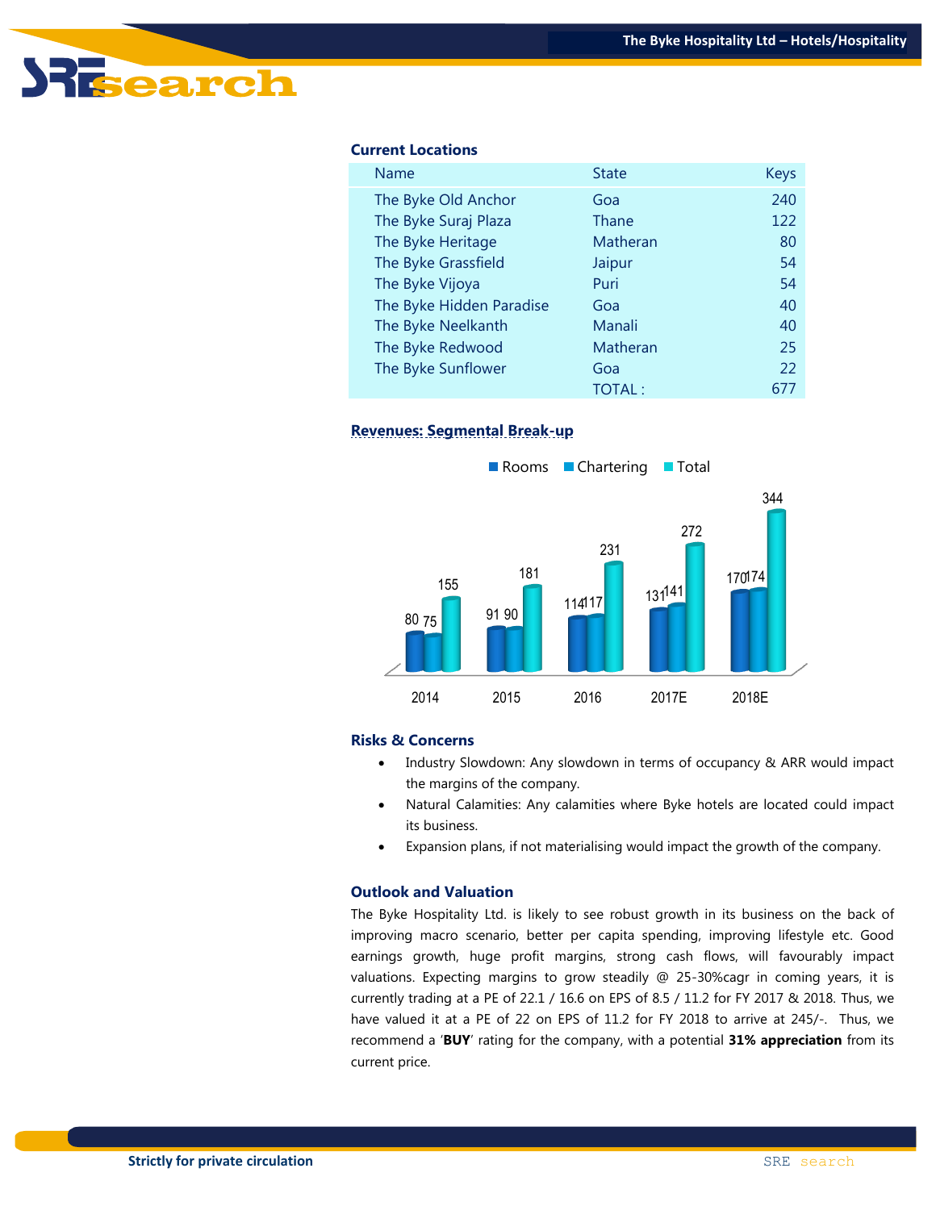### Current Locations

| Name | State | Keys |
|---|---|---|
| The Byke Old Anchor | Goa | 240 |
| The Byke Suraj Plaza | Thane | 122 |
| The Byke Heritage | Matheran | 80 |
| The Byke Grassfield | Jaipur | 54 |
| The Byke Vijoya | Puri | 54 |
| The Byke Hidden Paradise | Goa | 40 |
| The Byke Neelkanth | Manali | 40 |
| The Byke Redwood | Matheran | 25 |
| The Byke Sunflower | Goa | 22 |
| | TOTAL : | 677 |

### Revenues: Segmental Break-up

| Year | Rooms | Chartering | Total |
|---|---|---|---|
| 2014 | 80 | 75 | 155 |
| 2015 | 91 | 90 | 181 |
| 2016 | 114 | 117 | 231 |
| 2017E | 131 | 141 | 272 |
| 2018E | 170 | 174 | 344 |

### Risks & Concerns

- Industry Slowdown: Any slowdown in terms of occupancy & ARR would impact the margins of the company.
- Natural Calamities: Any calamities where Byke hotels are located could impact its business.
- Expansion plans, if not materialising would impact the growth of the company.

### Outlook and Valuation

The Byke Hospitality Ltd. is likely to see robust growth in its business on the back of improving macro scenario, better per capita spending, improving lifestyle etc. Good earnings growth, huge profit margins, strong cash flows, will favourably impact valuations. Expecting margins to grow steadily @ 25-30%cagr in coming years, it is currently trading at a PE of 22.1 / 16.6 on EPS of 8.5 / 11.2 for FY 2017 & 2018. Thus, we have valued it at a PE of 22 on EPS of 11.2 for FY 2018 to arrive at 245/-. Thus, we recommend a '**BUY**' rating for the company, with a potential **31% appreciation** from its current price.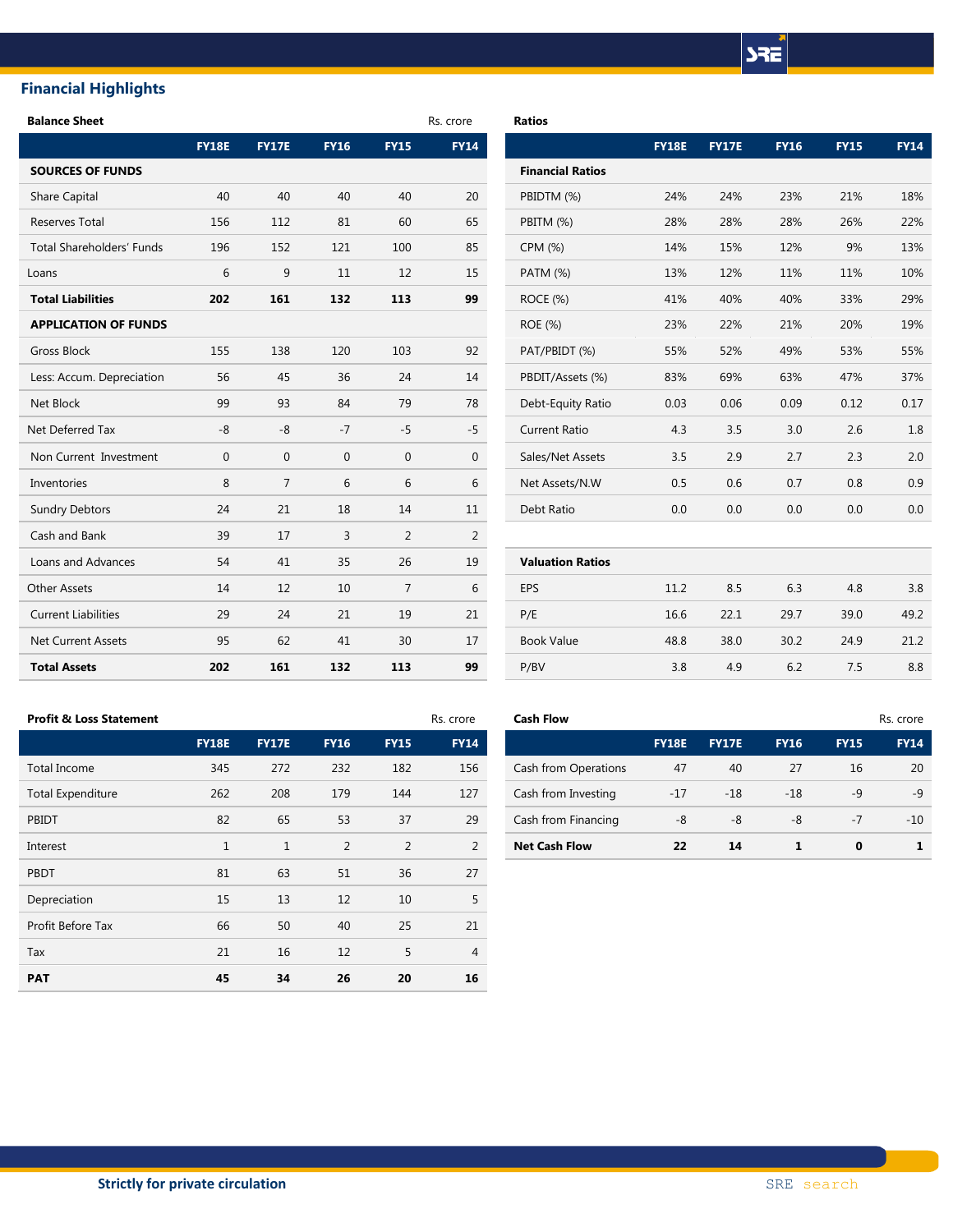## Financial Highlights

**Balance Sheet** Rs. crore

| | FY18E | FY17E | FY16 | FY15 | FY14 |
|---|---|---|---|---|---|
| **SOURCES OF FUNDS** | | | | | |
| Share Capital | 40 | 40 | 40 | 40 | 20 |
| Reserves Total | 156 | 112 | 81 | 60 | 65 |
| Total Shareholders' Funds | 196 | 152 | 121 | 100 | 85 |
| Loans | 6 | 9 | 11 | 12 | 15 |
| **Total Liabilities** | **202** | **161** | **132** | **113** | **99** |
| **APPLICATION OF FUNDS** | | | | | |
| Gross Block | 155 | 138 | 120 | 103 | 92 |
| Less: Accum. Depreciation | 56 | 45 | 36 | 24 | 14 |
| Net Block | 99 | 93 | 84 | 79 | 78 |
| Net Deferred Tax | -8 | -8 | -7 | -5 | -5 |
| Non Current Investment | 0 | 0 | 0 | 0 | 0 |
| Inventories | 8 | 7 | 6 | 6 | 6 |
| Sundry Debtors | 24 | 21 | 18 | 14 | 11 |
| Cash and Bank | 39 | 17 | 3 | 2 | 2 |
| Loans and Advances | 54 | 41 | 35 | 26 | 19 |
| Other Assets | 14 | 12 | 10 | 7 | 6 |
| Current Liabilities | 29 | 24 | 21 | 19 | 21 |
| Net Current Assets | 95 | 62 | 41 | 30 | 17 |
| **Total Assets** | **202** | **161** | **132** | **113** | **99** |

**Ratios**

| | FY18E | FY17E | FY16 | FY15 | FY14 |
|---|---|---|---|---|---|
| **Financial Ratios** | | | | | |
| PBIDTM (%) | 24% | 24% | 23% | 21% | 18% |
| PBITM (%) | 28% | 28% | 28% | 26% | 22% |
| CPM (%) | 14% | 15% | 12% | 9% | 13% |
| PATM (%) | 13% | 12% | 11% | 11% | 10% |
| ROCE (%) | 41% | 40% | 40% | 33% | 29% |
| ROE (%) | 23% | 22% | 21% | 20% | 19% |
| PAT/PBIDT (%) | 55% | 52% | 49% | 53% | 55% |
| PBDIT/Assets (%) | 83% | 69% | 63% | 47% | 37% |
| Debt-Equity Ratio | 0.03 | 0.06 | 0.09 | 0.12 | 0.17 |
| Current Ratio | 4.3 | 3.5 | 3.0 | 2.6 | 1.8 |
| Sales/Net Assets | 3.5 | 2.9 | 2.7 | 2.3 | 2.0 |
| Net Assets/N.W | 0.5 | 0.6 | 0.7 | 0.8 | 0.9 |
| Debt Ratio | 0.0 | 0.0 | 0.0 | 0.0 | 0.0 |
| **Valuation Ratios** | | | | | |
| EPS | 11.2 | 8.5 | 6.3 | 4.8 | 3.8 |
| P/E | 16.6 | 22.1 | 29.7 | 39.0 | 49.2 |
| Book Value | 48.8 | 38.0 | 30.2 | 24.9 | 21.2 |
| P/BV | 3.8 | 4.9 | 6.2 | 7.5 | 8.8 |

**Profit & Loss Statement** Rs. crore

| | FY18E | FY17E | FY16 | FY15 | FY14 |
|---|---|---|---|---|---|
| Total Income | 345 | 272 | 232 | 182 | 156 |
| Total Expenditure | 262 | 208 | 179 | 144 | 127 |
| PBIDT | 82 | 65 | 53 | 37 | 29 |
| Interest | 1 | 1 | 2 | 2 | 2 |
| PBDT | 81 | 63 | 51 | 36 | 27 |
| Depreciation | 15 | 13 | 12 | 10 | 5 |
| Profit Before Tax | 66 | 50 | 40 | 25 | 21 |
| Tax | 21 | 16 | 12 | 5 | 4 |
| **PAT** | **45** | **34** | **26** | **20** | **16** |

**Cash Flow** Rs. crore

| | FY18E | FY17E | FY16 | FY15 | FY14 |
|---|---|---|---|---|---|
| Cash from Operations | 47 | 40 | 27 | 16 | 20 |
| Cash from Investing | -17 | -18 | -18 | -9 | -9 |
| Cash from Financing | -8 | -8 | -8 | -7 | -10 |
| **Net Cash Flow** | **22** | **14** | **1** | **0** | **1** |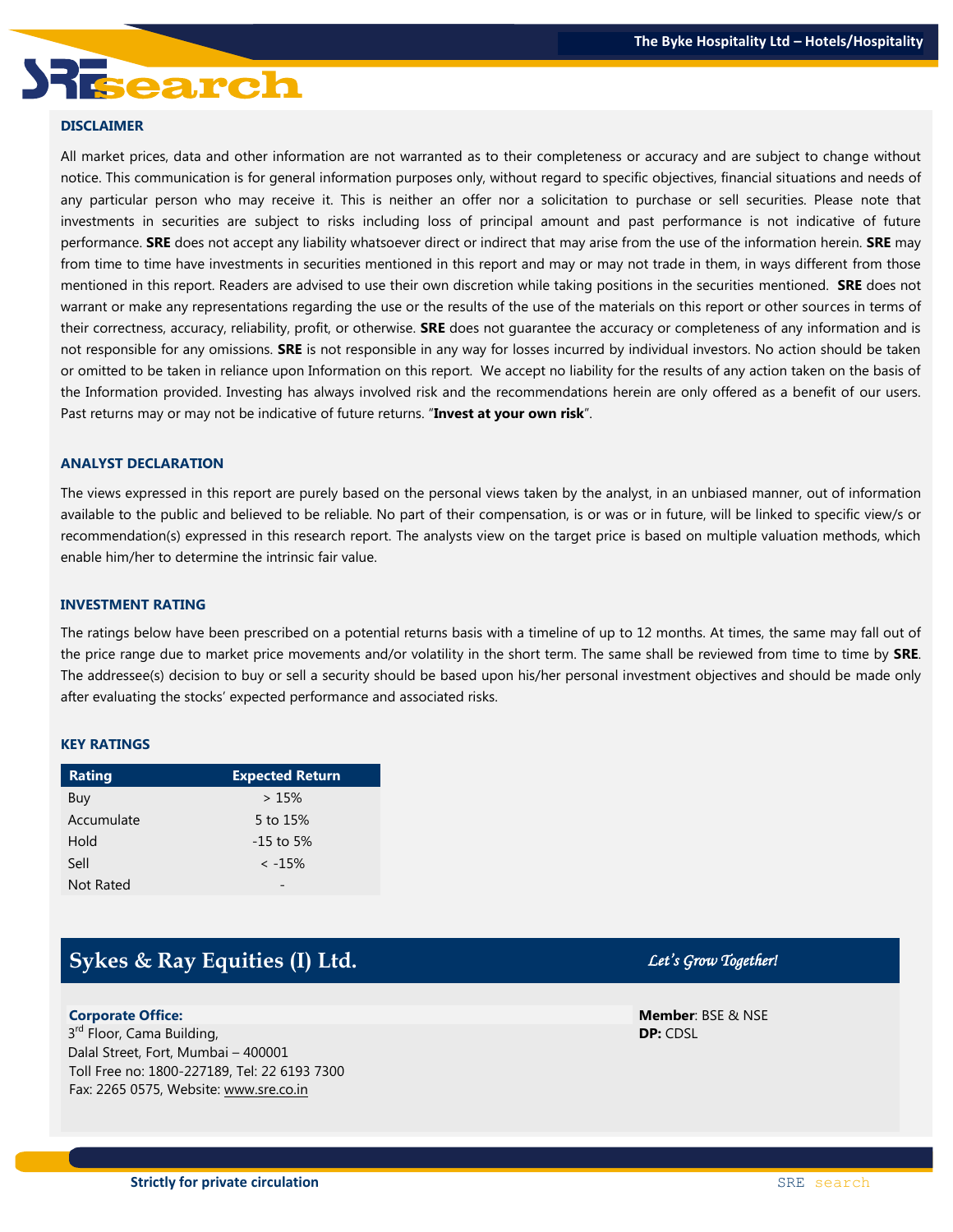## DISCLAIMER

All market prices, data and other information are not warranted as to their completeness or accuracy and are subject to change without notice. This communication is for general information purposes only, without regard to specific objectives, financial situations and needs of any particular person who may receive it. This is neither an offer nor a solicitation to purchase or sell securities. Please note that investments in securities are subject to risks including loss of principal amount and past performance is not indicative of future performance. **SRE** does not accept any liability whatsoever direct or indirect that may arise from the use of the information herein. **SRE** may from time to time have investments in securities mentioned in this report and may or may not trade in them, in ways different from those mentioned in this report. Readers are advised to use their own discretion while taking positions in the securities mentioned. **SRE** does not warrant or make any representations regarding the use or the results of the use of the materials on this report or other sources in terms of their correctness, accuracy, reliability, profit, or otherwise. **SRE** does not guarantee the accuracy or completeness of any information and is not responsible for any omissions. **SRE** is not responsible in any way for losses incurred by individual investors. No action should be taken or omitted to be taken in reliance upon Information on this report. We accept no liability for the results of any action taken on the basis of the Information provided. Investing has always involved risk and the recommendations herein are only offered as a benefit of our users. Past returns may or may not be indicative of future returns. "**Invest at your own risk**".

## ANALYST DECLARATION

The views expressed in this report are purely based on the personal views taken by the analyst, in an unbiased manner, out of information available to the public and believed to be reliable. No part of their compensation, is or was or in future, will be linked to specific view/s or recommendation(s) expressed in this research report. The analysts view on the target price is based on multiple valuation methods, which enable him/her to determine the intrinsic fair value.

## INVESTMENT RATING

The ratings below have been prescribed on a potential returns basis with a timeline of up to 12 months. At times, the same may fall out of the price range due to market price movements and/or volatility in the short term. The same shall be reviewed from time to time by **SRE**. The addressee(s) decision to buy or sell a security should be based upon his/her personal investment objectives and should be made only after evaluating the stocks' expected performance and associated risks.

## KEY RATINGS

| Rating | Expected Return |
|---|---|
| Buy | > 15% |
| Accumulate | 5 to 15% |
| Hold | -15 to 5% |
| Sell | < -15% |
| Not Rated | - |

## Sykes & Ray Equities (I) Ltd.

*Let's Grow Together!*

**Corporate Office:**
3rd Floor, Cama Building,
Dalal Street, Fort, Mumbai – 400001
Toll Free no: 1800-227189, Tel: 22 6193 7300
Fax: 2265 0575, Website: www.sre.co.in

**Member**: BSE & NSE
**DP:** CDSL

**Strictly for private circulation**